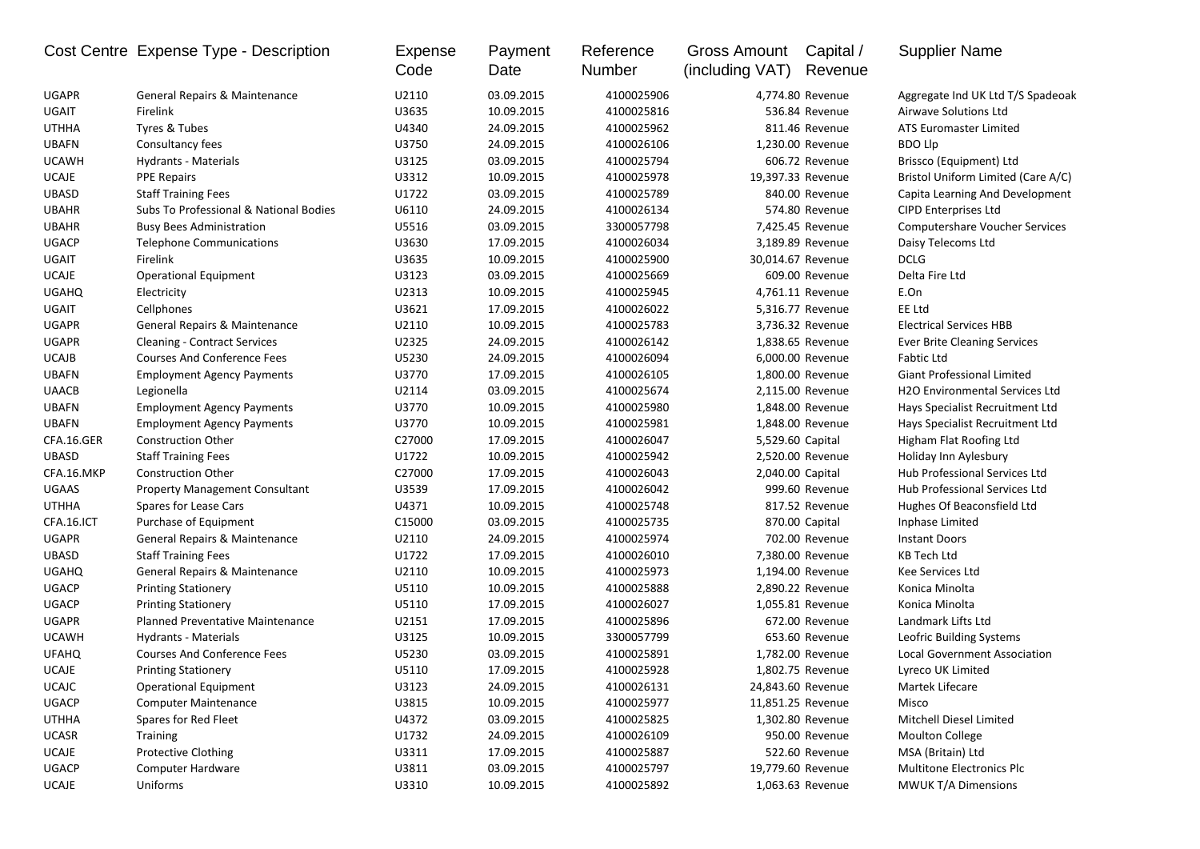| Cost Centre | Expense Type - Description | Expense Code | Payment Date | Reference Number | Gross Amount (including VAT) | Capital / Revenue | Supplier Name |
|---|---|---|---|---|---|---|---|
| UGAPR | General Repairs & Maintenance | U2110 | 03.09.2015 | 4100025906 | 4,774.80 | Revenue | Aggregate Ind UK Ltd T/S Spadeoak |
| UGAIT | Firelink | U3635 | 10.09.2015 | 4100025816 | 536.84 | Revenue | Airwave Solutions Ltd |
| UTHHA | Tyres & Tubes | U4340 | 24.09.2015 | 4100025962 | 811.46 | Revenue | ATS Euromaster Limited |
| UBAFN | Consultancy fees | U3750 | 24.09.2015 | 4100026106 | 1,230.00 | Revenue | BDO Llp |
| UCAWH | Hydrants - Materials | U3125 | 03.09.2015 | 4100025794 | 606.72 | Revenue | Brissco (Equipment) Ltd |
| UCAJE | PPE Repairs | U3312 | 10.09.2015 | 4100025978 | 19,397.33 | Revenue | Bristol Uniform Limited (Care A/C) |
| UBASD | Staff Training Fees | U1722 | 03.09.2015 | 4100025789 | 840.00 | Revenue | Capita Learning And Development |
| UBAHR | Subs To Professional & National Bodies | U6110 | 24.09.2015 | 4100026134 | 574.80 | Revenue | CIPD Enterprises Ltd |
| UBAHR | Busy Bees Administration | U5516 | 03.09.2015 | 3300057798 | 7,425.45 | Revenue | Computershare Voucher Services |
| UGACP | Telephone Communications | U3630 | 17.09.2015 | 4100026034 | 3,189.89 | Revenue | Daisy Telecoms Ltd |
| UGAIT | Firelink | U3635 | 10.09.2015 | 4100025900 | 30,014.67 | Revenue | DCLG |
| UCAJE | Operational Equipment | U3123 | 03.09.2015 | 4100025669 | 609.00 | Revenue | Delta Fire Ltd |
| UGAHQ | Electricity | U2313 | 10.09.2015 | 4100025945 | 4,761.11 | Revenue | E.On |
| UGAIT | Cellphones | U3621 | 17.09.2015 | 4100026022 | 5,316.77 | Revenue | EE Ltd |
| UGAPR | General Repairs & Maintenance | U2110 | 10.09.2015 | 4100025783 | 3,736.32 | Revenue | Electrical Services HBB |
| UGAPR | Cleaning - Contract Services | U2325 | 24.09.2015 | 4100026142 | 1,838.65 | Revenue | Ever Brite Cleaning Services |
| UCAJB | Courses And Conference Fees | U5230 | 24.09.2015 | 4100026094 | 6,000.00 | Revenue | Fabtic Ltd |
| UBAFN | Employment Agency Payments | U3770 | 17.09.2015 | 4100026105 | 1,800.00 | Revenue | Giant Professional Limited |
| UAACB | Legionella | U2114 | 03.09.2015 | 4100025674 | 2,115.00 | Revenue | H2O Environmental Services Ltd |
| UBAFN | Employment Agency Payments | U3770 | 10.09.2015 | 4100025980 | 1,848.00 | Revenue | Hays Specialist Recruitment Ltd |
| UBAFN | Employment Agency Payments | U3770 | 10.09.2015 | 4100025981 | 1,848.00 | Revenue | Hays Specialist Recruitment Ltd |
| CFA.16.GER | Construction Other | C27000 | 17.09.2015 | 4100026047 | 5,529.60 | Capital | Higham Flat Roofing Ltd |
| UBASD | Staff Training Fees | U1722 | 10.09.2015 | 4100025942 | 2,520.00 | Revenue | Holiday Inn Aylesbury |
| CFA.16.MKP | Construction Other | C27000 | 17.09.2015 | 4100026043 | 2,040.00 | Capital | Hub Professional Services Ltd |
| UGAAS | Property Management Consultant | U3539 | 17.09.2015 | 4100026042 | 999.60 | Revenue | Hub Professional Services Ltd |
| UTHHA | Spares for Lease Cars | U4371 | 10.09.2015 | 4100025748 | 817.52 | Revenue | Hughes Of Beaconsfield Ltd |
| CFA.16.ICT | Purchase of Equipment | C15000 | 03.09.2015 | 4100025735 | 870.00 | Capital | Inphase Limited |
| UGAPR | General Repairs & Maintenance | U2110 | 24.09.2015 | 4100025974 | 702.00 | Revenue | Instant Doors |
| UBASD | Staff Training Fees | U1722 | 17.09.2015 | 4100026010 | 7,380.00 | Revenue | KB Tech Ltd |
| UGAHQ | General Repairs & Maintenance | U2110 | 10.09.2015 | 4100025973 | 1,194.00 | Revenue | Kee Services Ltd |
| UGACP | Printing Stationery | U5110 | 10.09.2015 | 4100025888 | 2,890.22 | Revenue | Konica Minolta |
| UGACP | Printing Stationery | U5110 | 17.09.2015 | 4100026027 | 1,055.81 | Revenue | Konica Minolta |
| UGAPR | Planned Preventative Maintenance | U2151 | 17.09.2015 | 4100025896 | 672.00 | Revenue | Landmark Lifts Ltd |
| UCAWH | Hydrants - Materials | U3125 | 10.09.2015 | 3300057799 | 653.60 | Revenue | Leofric Building Systems |
| UFAHQ | Courses And Conference Fees | U5230 | 03.09.2015 | 4100025891 | 1,782.00 | Revenue | Local Government Association |
| UCAJE | Printing Stationery | U5110 | 17.09.2015 | 4100025928 | 1,802.75 | Revenue | Lyreco UK Limited |
| UCAJC | Operational Equipment | U3123 | 24.09.2015 | 4100026131 | 24,843.60 | Revenue | Martek Lifecare |
| UGACP | Computer Maintenance | U3815 | 10.09.2015 | 4100025977 | 11,851.25 | Revenue | Misco |
| UTHHA | Spares for Red Fleet | U4372 | 03.09.2015 | 4100025825 | 1,302.80 | Revenue | Mitchell Diesel Limited |
| UCASR | Training | U1732 | 24.09.2015 | 4100026109 | 950.00 | Revenue | Moulton College |
| UCAJE | Protective Clothing | U3311 | 17.09.2015 | 4100025887 | 522.60 | Revenue | MSA (Britain) Ltd |
| UGACP | Computer Hardware | U3811 | 03.09.2015 | 4100025797 | 19,779.60 | Revenue | Multitone Electronics Plc |
| UCAJE | Uniforms | U3310 | 10.09.2015 | 4100025892 | 1,063.63 | Revenue | MWUK T/A Dimensions |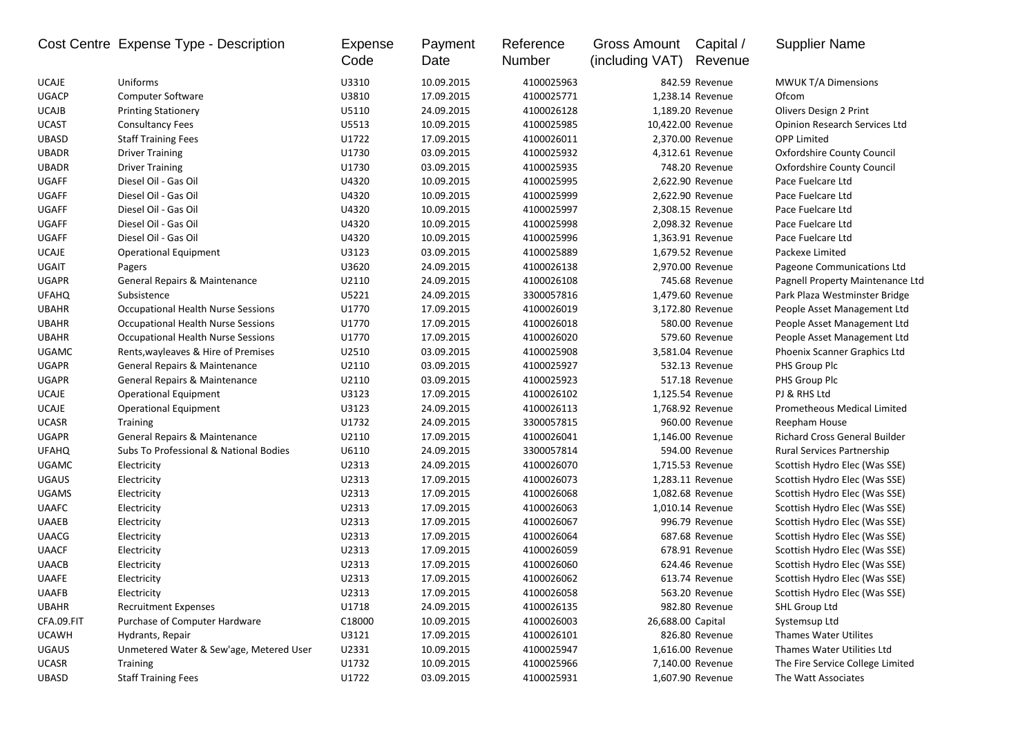| Cost Centre | Expense Type - Description | Expense Code | Payment Date | Reference Number | Gross Amount (including VAT) | Capital / Revenue | Supplier Name |
|---|---|---|---|---|---|---|---|
| UCAJE | Uniforms | U3310 | 10.09.2015 | 4100025963 | 842.59 | Revenue | MWUK T/A Dimensions |
| UGACP | Computer Software | U3810 | 17.09.2015 | 4100025771 | 1,238.14 | Revenue | Ofcom |
| UCAJB | Printing Stationery | U5110 | 24.09.2015 | 4100026128 | 1,189.20 | Revenue | Olivers Design 2 Print |
| UCAST | Consultancy Fees | U5513 | 10.09.2015 | 4100025985 | 10,422.00 | Revenue | Opinion Research Services Ltd |
| UBASD | Staff Training Fees | U1722 | 17.09.2015 | 4100026011 | 2,370.00 | Revenue | OPP Limited |
| UBADR | Driver Training | U1730 | 03.09.2015 | 4100025932 | 4,312.61 | Revenue | Oxfordshire County Council |
| UBADR | Driver Training | U1730 | 03.09.2015 | 4100025935 | 748.20 | Revenue | Oxfordshire County Council |
| UGAFF | Diesel Oil - Gas Oil | U4320 | 10.09.2015 | 4100025995 | 2,622.90 | Revenue | Pace Fuelcare Ltd |
| UGAFF | Diesel Oil - Gas Oil | U4320 | 10.09.2015 | 4100025999 | 2,622.90 | Revenue | Pace Fuelcare Ltd |
| UGAFF | Diesel Oil - Gas Oil | U4320 | 10.09.2015 | 4100025997 | 2,308.15 | Revenue | Pace Fuelcare Ltd |
| UGAFF | Diesel Oil - Gas Oil | U4320 | 10.09.2015 | 4100025998 | 2,098.32 | Revenue | Pace Fuelcare Ltd |
| UGAFF | Diesel Oil - Gas Oil | U4320 | 10.09.2015 | 4100025996 | 1,363.91 | Revenue | Pace Fuelcare Ltd |
| UCAJE | Operational Equipment | U3123 | 03.09.2015 | 4100025889 | 1,679.52 | Revenue | Packexe Limited |
| UGAIT | Pagers | U3620 | 24.09.2015 | 4100026138 | 2,970.00 | Revenue | Pageone Communications Ltd |
| UGAPR | General Repairs & Maintenance | U2110 | 24.09.2015 | 4100026108 | 745.68 | Revenue | Pagnell Property Maintenance Ltd |
| UFAHQ | Subsistence | U5221 | 24.09.2015 | 3300057816 | 1,479.60 | Revenue | Park Plaza Westminster Bridge |
| UBAHR | Occupational Health Nurse Sessions | U1770 | 17.09.2015 | 4100026019 | 3,172.80 | Revenue | People Asset Management Ltd |
| UBAHR | Occupational Health Nurse Sessions | U1770 | 17.09.2015 | 4100026018 | 580.00 | Revenue | People Asset Management Ltd |
| UBAHR | Occupational Health Nurse Sessions | U1770 | 17.09.2015 | 4100026020 | 579.60 | Revenue | People Asset Management Ltd |
| UGAMC | Rents,wayleaves & Hire of Premises | U2510 | 03.09.2015 | 4100025908 | 3,581.04 | Revenue | Phoenix Scanner Graphics Ltd |
| UGAPR | General Repairs & Maintenance | U2110 | 03.09.2015 | 4100025927 | 532.13 | Revenue | PHS Group Plc |
| UGAPR | General Repairs & Maintenance | U2110 | 03.09.2015 | 4100025923 | 517.18 | Revenue | PHS Group Plc |
| UCAJE | Operational Equipment | U3123 | 17.09.2015 | 4100026102 | 1,125.54 | Revenue | PJ & RHS Ltd |
| UCAJE | Operational Equipment | U3123 | 24.09.2015 | 4100026113 | 1,768.92 | Revenue | Prometheous Medical Limited |
| UCASR | Training | U1732 | 24.09.2015 | 3300057815 | 960.00 | Revenue | Reepham House |
| UGAPR | General Repairs & Maintenance | U2110 | 17.09.2015 | 4100026041 | 1,146.00 | Revenue | Richard Cross General Builder |
| UFAHQ | Subs To Professional & National Bodies | U6110 | 24.09.2015 | 3300057814 | 594.00 | Revenue | Rural Services Partnership |
| UGAMC | Electricity | U2313 | 24.09.2015 | 4100026070 | 1,715.53 | Revenue | Scottish Hydro Elec (Was SSE) |
| UGAUS | Electricity | U2313 | 17.09.2015 | 4100026073 | 1,283.11 | Revenue | Scottish Hydro Elec (Was SSE) |
| UGAMS | Electricity | U2313 | 17.09.2015 | 4100026068 | 1,082.68 | Revenue | Scottish Hydro Elec (Was SSE) |
| UAAFC | Electricity | U2313 | 17.09.2015 | 4100026063 | 1,010.14 | Revenue | Scottish Hydro Elec (Was SSE) |
| UAAEB | Electricity | U2313 | 17.09.2015 | 4100026067 | 996.79 | Revenue | Scottish Hydro Elec (Was SSE) |
| UAACG | Electricity | U2313 | 17.09.2015 | 4100026064 | 687.68 | Revenue | Scottish Hydro Elec (Was SSE) |
| UAACF | Electricity | U2313 | 17.09.2015 | 4100026059 | 678.91 | Revenue | Scottish Hydro Elec (Was SSE) |
| UAACB | Electricity | U2313 | 17.09.2015 | 4100026060 | 624.46 | Revenue | Scottish Hydro Elec (Was SSE) |
| UAAFE | Electricity | U2313 | 17.09.2015 | 4100026062 | 613.74 | Revenue | Scottish Hydro Elec (Was SSE) |
| UAAFB | Electricity | U2313 | 17.09.2015 | 4100026058 | 563.20 | Revenue | Scottish Hydro Elec (Was SSE) |
| UBAHR | Recruitment Expenses | U1718 | 24.09.2015 | 4100026135 | 982.80 | Revenue | SHL Group Ltd |
| CFA.09.FIT | Purchase of Computer Hardware | C18000 | 10.09.2015 | 4100026003 | 26,688.00 | Capital | Systemsup Ltd |
| UCAWH | Hydrants, Repair | U3121 | 17.09.2015 | 4100026101 | 826.80 | Revenue | Thames Water Utilites |
| UGAUS | Unmetered Water & Sew'age, Metered User | U2331 | 10.09.2015 | 4100025947 | 1,616.00 | Revenue | Thames Water Utilities Ltd |
| UCASR | Training | U1732 | 10.09.2015 | 4100025966 | 7,140.00 | Revenue | The Fire Service College Limited |
| UBASD | Staff Training Fees | U1722 | 03.09.2015 | 4100025931 | 1,607.90 | Revenue | The Watt Associates |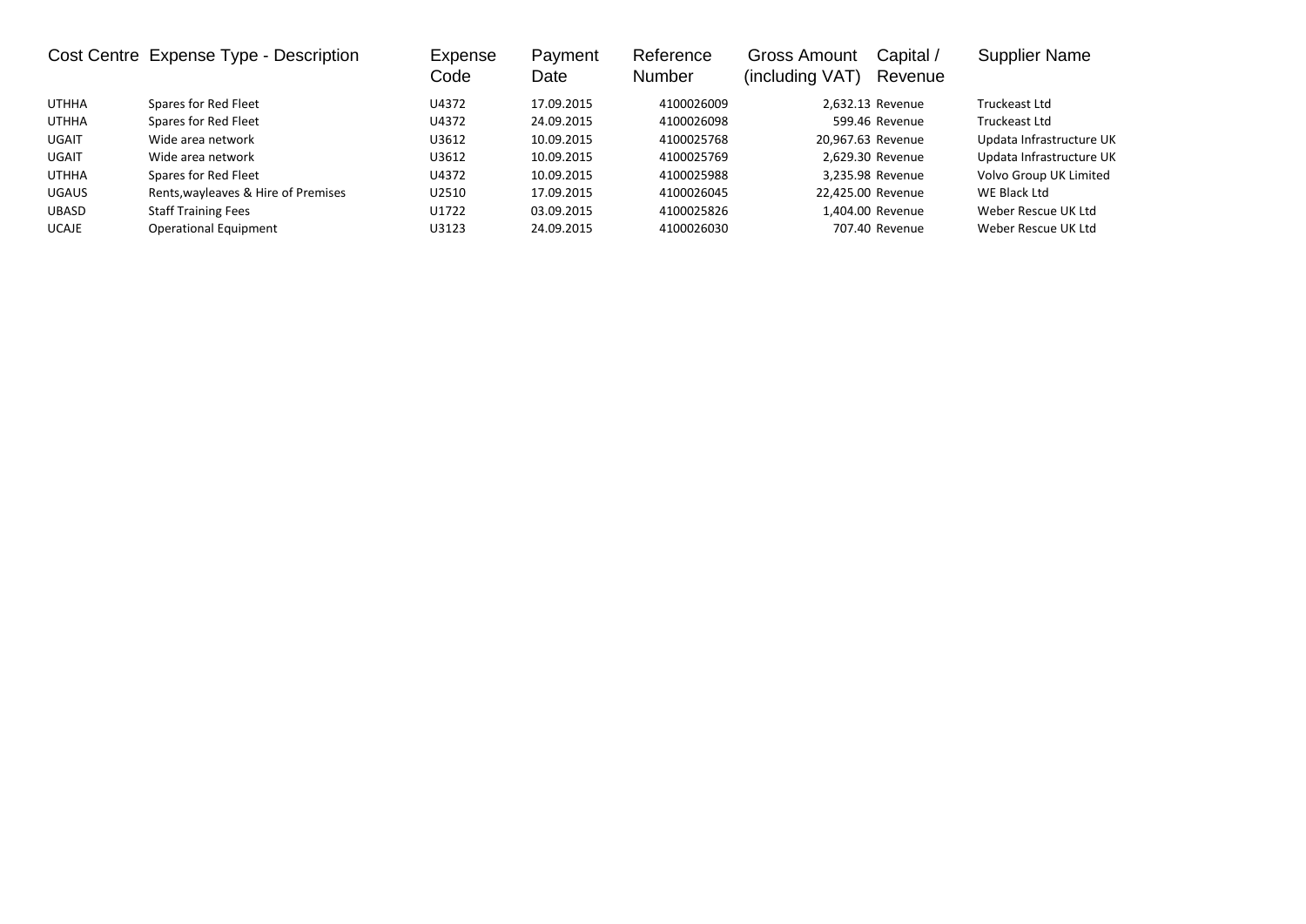| Cost Centre | Expense Type - Description | Expense Code | Payment Date | Reference Number | Gross Amount (including VAT) | Capital / Revenue | Supplier Name |
|---|---|---|---|---|---|---|---|
| UTHHA | Spares for Red Fleet | U4372 | 17.09.2015 | 4100026009 | 2,632.13 | Revenue | Truckeast Ltd |
| UTHHA | Spares for Red Fleet | U4372 | 24.09.2015 | 4100026098 | 599.46 | Revenue | Truckeast Ltd |
| UGAIT | Wide area network | U3612 | 10.09.2015 | 4100025768 | 20,967.63 | Revenue | Updata Infrastructure UK |
| UGAIT | Wide area network | U3612 | 10.09.2015 | 4100025769 | 2,629.30 | Revenue | Updata Infrastructure UK |
| UTHHA | Spares for Red Fleet | U4372 | 10.09.2015 | 4100025988 | 3,235.98 | Revenue | Volvo Group UK Limited |
| UGAUS | Rents,wayleaves & Hire of Premises | U2510 | 17.09.2015 | 4100026045 | 22,425.00 | Revenue | WE Black Ltd |
| UBASD | Staff Training Fees | U1722 | 03.09.2015 | 4100025826 | 1,404.00 | Revenue | Weber Rescue UK Ltd |
| UCAJE | Operational Equipment | U3123 | 24.09.2015 | 4100026030 | 707.40 | Revenue | Weber Rescue UK Ltd |